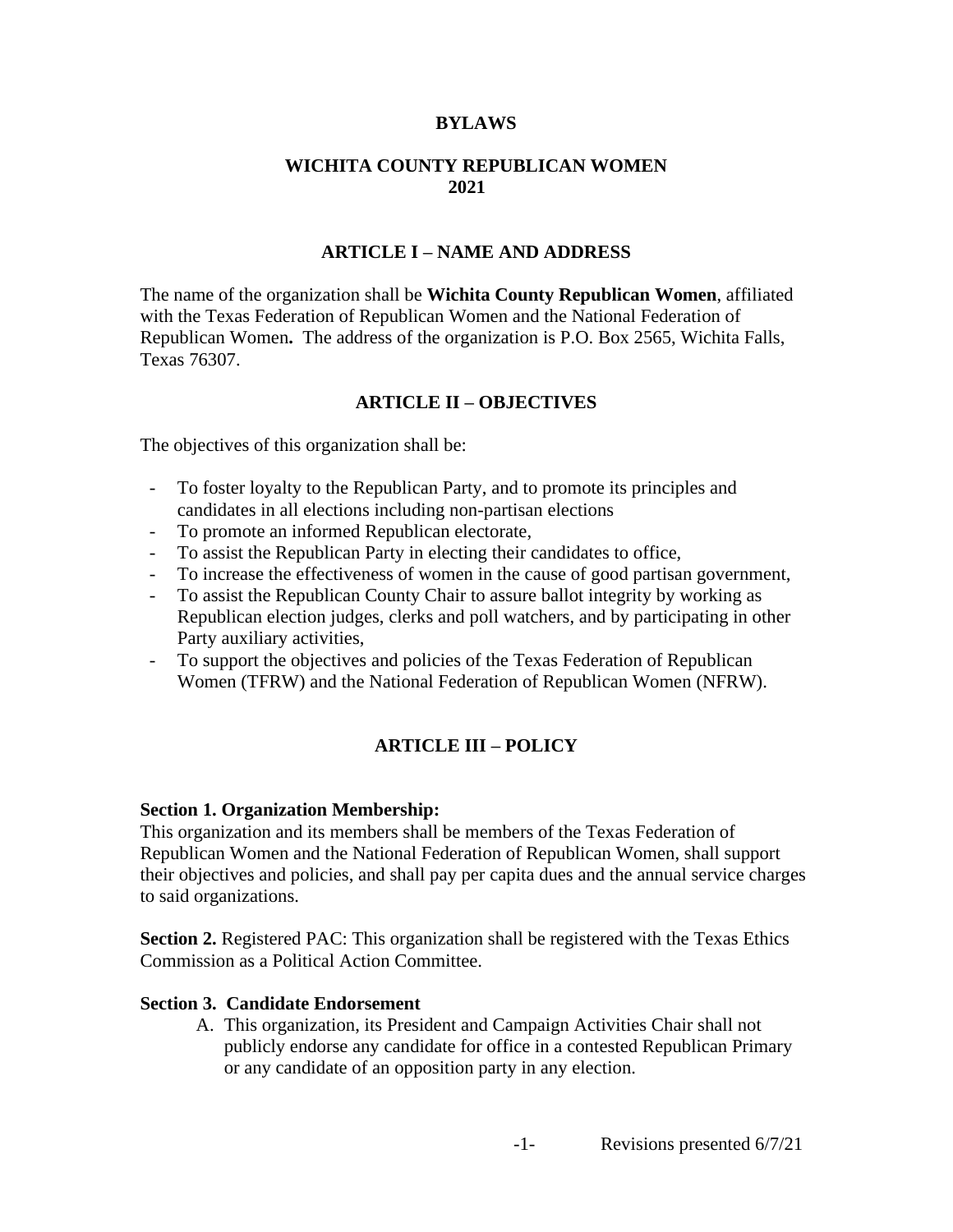# BYLAWS

## WICHITA COUNTY REPUBLICAN WOMEN 2021

### ARTICLE I – NAME AND ADDRESS

The name of the organization shall be **Wichita County Republican Women**, affiliated with the Texas Federation of Republican Women and the National Federation of Republican Women**.** The address of the organization is P.O. Box 2565, Wichita Falls, Texas 76307.

### ARTICLE II – OBJECTIVES

The objectives of this organization shall be:

- To foster loyalty to the Republican Party, and to promote its principles and candidates in all elections including non-partisan elections
- To promote an informed Republican electorate,
- To assist the Republican Party in electing their candidates to office,
- To increase the effectiveness of women in the cause of good partisan government,
- To assist the Republican County Chair to assure ballot integrity by working as Republican election judges, clerks and poll watchers, and by participating in other Party auxiliary activities,
- To support the objectives and policies of the Texas Federation of Republican Women (TFRW) and the National Federation of Republican Women (NFRW).

### ARTICLE III – POLICY

**Section 1. Organization Membership:**
This organization and its members shall be members of the Texas Federation of Republican Women and the National Federation of Republican Women, shall support their objectives and policies, and shall pay per capita dues and the annual service charges to said organizations.

**Section 2.** Registered PAC: This organization shall be registered with the Texas Ethics Commission as a Political Action Committee.

**Section 3. Candidate Endorsement**

A. This organization, its President and Campaign Activities Chair shall not publicly endorse any candidate for office in a contested Republican Primary or any candidate of an opposition party in any election.

Revisions presented 6/7/21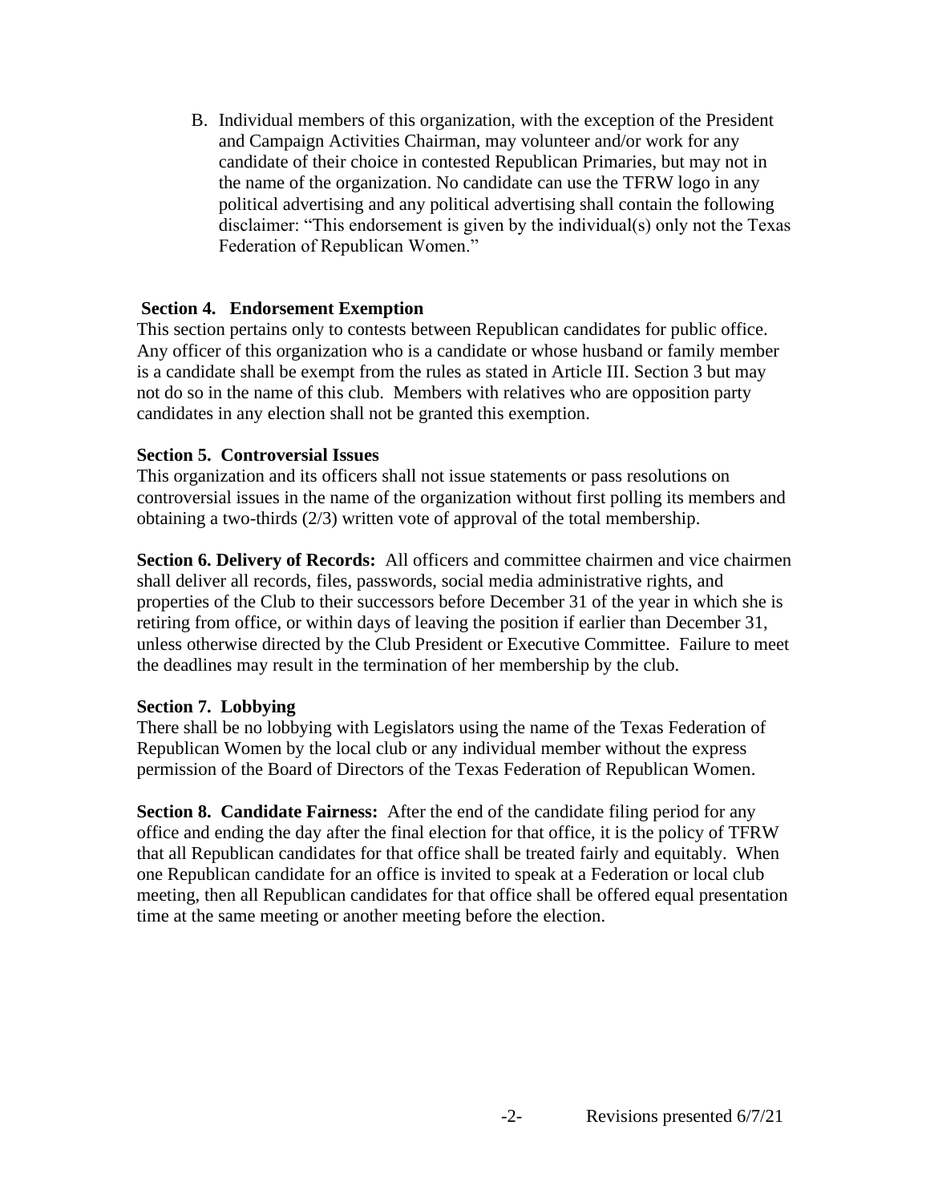B. Individual members of this organization, with the exception of the President and Campaign Activities Chairman, may volunteer and/or work for any candidate of their choice in contested Republican Primaries, but may not in the name of the organization. No candidate can use the TFRW logo in any political advertising and any political advertising shall contain the following disclaimer: "This endorsement is given by the individual(s) only not the Texas Federation of Republican Women."

**Section 4. Endorsement Exemption**

This section pertains only to contests between Republican candidates for public office. Any officer of this organization who is a candidate or whose husband or family member is a candidate shall be exempt from the rules as stated in Article III. Section 3 but may not do so in the name of this club. Members with relatives who are opposition party candidates in any election shall not be granted this exemption.

**Section 5. Controversial Issues**

This organization and its officers shall not issue statements or pass resolutions on controversial issues in the name of the organization without first polling its members and obtaining a two-thirds (2/3) written vote of approval of the total membership.

**Section 6. Delivery of Records:** All officers and committee chairmen and vice chairmen shall deliver all records, files, passwords, social media administrative rights, and properties of the Club to their successors before December 31 of the year in which she is retiring from office, or within days of leaving the position if earlier than December 31, unless otherwise directed by the Club President or Executive Committee. Failure to meet the deadlines may result in the termination of her membership by the club.

**Section 7. Lobbying**

There shall be no lobbying with Legislators using the name of the Texas Federation of Republican Women by the local club or any individual member without the express permission of the Board of Directors of the Texas Federation of Republican Women.

**Section 8. Candidate Fairness:** After the end of the candidate filing period for any office and ending the day after the final election for that office, it is the policy of TFRW that all Republican candidates for that office shall be treated fairly and equitably. When one Republican candidate for an office is invited to speak at a Federation or local club meeting, then all Republican candidates for that office shall be offered equal presentation time at the same meeting or another meeting before the election.

Revisions presented 6/7/21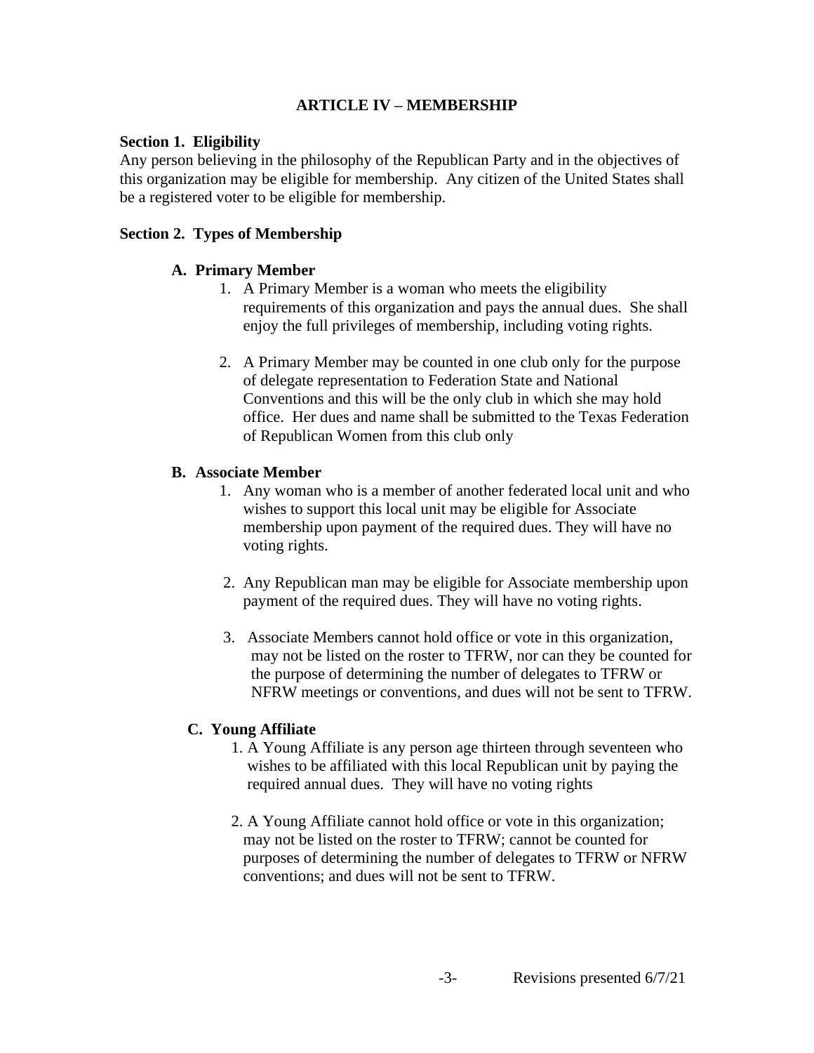## ARTICLE IV – MEMBERSHIP

**Section 1. Eligibility**

Any person believing in the philosophy of the Republican Party and in the objectives of this organization may be eligible for membership. Any citizen of the United States shall be a registered voter to be eligible for membership.

**Section 2. Types of Membership**

**A. Primary Member**

1. A Primary Member is a woman who meets the eligibility requirements of this organization and pays the annual dues. She shall enjoy the full privileges of membership, including voting rights.

2. A Primary Member may be counted in one club only for the purpose of delegate representation to Federation State and National Conventions and this will be the only club in which she may hold office. Her dues and name shall be submitted to the Texas Federation of Republican Women from this club only

**B. Associate Member**

1. Any woman who is a member of another federated local unit and who wishes to support this local unit may be eligible for Associate membership upon payment of the required dues. They will have no voting rights.

2. Any Republican man may be eligible for Associate membership upon payment of the required dues. They will have no voting rights.

3. Associate Members cannot hold office or vote in this organization, may not be listed on the roster to TFRW, nor can they be counted for the purpose of determining the number of delegates to TFRW or NFRW meetings or conventions, and dues will not be sent to TFRW.

**C. Young Affiliate**

1. A Young Affiliate is any person age thirteen through seventeen who wishes to be affiliated with this local Republican unit by paying the required annual dues. They will have no voting rights

2. A Young Affiliate cannot hold office or vote in this organization; may not be listed on the roster to TFRW; cannot be counted for purposes of determining the number of delegates to TFRW or NFRW conventions; and dues will not be sent to TFRW.

Revisions presented 6/7/21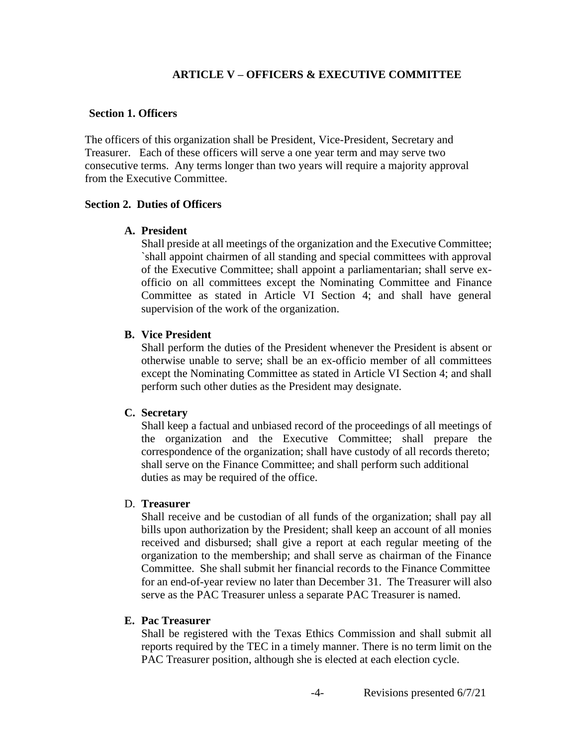## ARTICLE V – OFFICERS & EXECUTIVE COMMITTEE

### Section 1. Officers

The officers of this organization shall be President, Vice-President, Secretary and Treasurer. Each of these officers will serve a one year term and may serve two consecutive terms. Any terms longer than two years will require a majority approval from the Executive Committee.

### Section 2. Duties of Officers

**A. President**

Shall preside at all meetings of the organization and the Executive Committee; `shall appoint chairmen of all standing and special committees with approval of the Executive Committee; shall appoint a parliamentarian; shall serve ex-officio on all committees except the Nominating Committee and Finance Committee as stated in Article VI Section 4; and shall have general supervision of the work of the organization.

**B. Vice President**

Shall perform the duties of the President whenever the President is absent or otherwise unable to serve; shall be an ex-officio member of all committees except the Nominating Committee as stated in Article VI Section 4; and shall perform such other duties as the President may designate.

**C. Secretary**

Shall keep a factual and unbiased record of the proceedings of all meetings of the organization and the Executive Committee; shall prepare the correspondence of the organization; shall have custody of all records thereto; shall serve on the Finance Committee; and shall perform such additional duties as may be required of the office.

D. **Treasurer**

Shall receive and be custodian of all funds of the organization; shall pay all bills upon authorization by the President; shall keep an account of all monies received and disbursed; shall give a report at each regular meeting of the organization to the membership; and shall serve as chairman of the Finance Committee. She shall submit her financial records to the Finance Committee for an end-of-year review no later than December 31. The Treasurer will also serve as the PAC Treasurer unless a separate PAC Treasurer is named.

**E. Pac Treasurer**

Shall be registered with the Texas Ethics Commission and shall submit all reports required by the TEC in a timely manner. There is no term limit on the PAC Treasurer position, although she is elected at each election cycle.

Revisions presented 6/7/21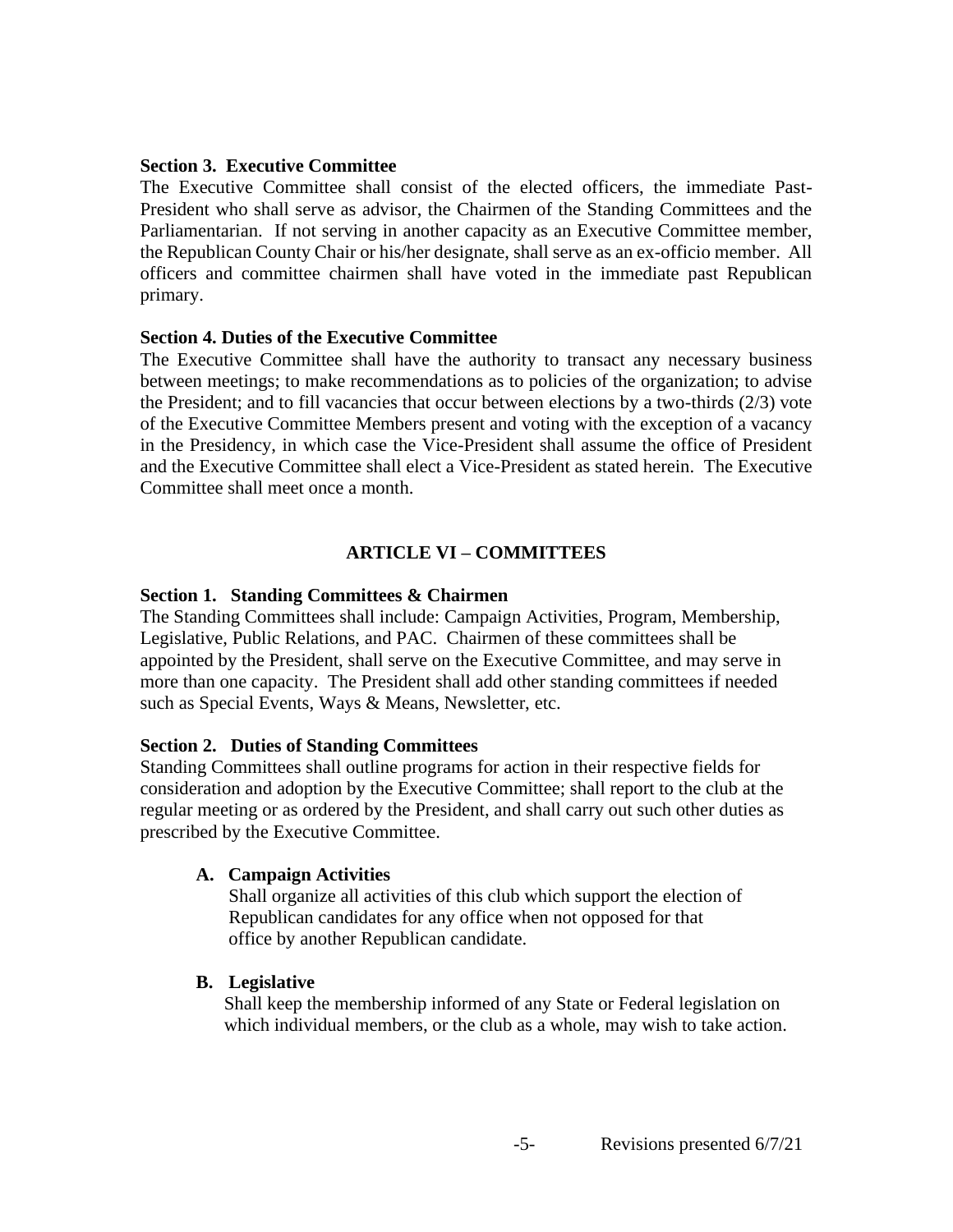**Section 3. Executive Committee**

The Executive Committee shall consist of the elected officers, the immediate Past-President who shall serve as advisor, the Chairmen of the Standing Committees and the Parliamentarian. If not serving in another capacity as an Executive Committee member, the Republican County Chair or his/her designate, shall serve as an ex-officio member. All officers and committee chairmen shall have voted in the immediate past Republican primary.

**Section 4. Duties of the Executive Committee**

The Executive Committee shall have the authority to transact any necessary business between meetings; to make recommendations as to policies of the organization; to advise the President; and to fill vacancies that occur between elections by a two-thirds (2/3) vote of the Executive Committee Members present and voting with the exception of a vacancy in the Presidency, in which case the Vice-President shall assume the office of President and the Executive Committee shall elect a Vice-President as stated herein. The Executive Committee shall meet once a month.

## ARTICLE VI – COMMITTEES

**Section 1. Standing Committees & Chairmen**

The Standing Committees shall include: Campaign Activities, Program, Membership, Legislative, Public Relations, and PAC. Chairmen of these committees shall be appointed by the President, shall serve on the Executive Committee, and may serve in more than one capacity. The President shall add other standing committees if needed such as Special Events, Ways & Means, Newsletter, etc.

**Section 2. Duties of Standing Committees**

Standing Committees shall outline programs for action in their respective fields for consideration and adoption by the Executive Committee; shall report to the club at the regular meeting or as ordered by the President, and shall carry out such other duties as prescribed by the Executive Committee.

**A. Campaign Activities**

Shall organize all activities of this club which support the election of Republican candidates for any office when not opposed for that office by another Republican candidate.

**B. Legislative**

Shall keep the membership informed of any State or Federal legislation on which individual members, or the club as a whole, may wish to take action.

Revisions presented 6/7/21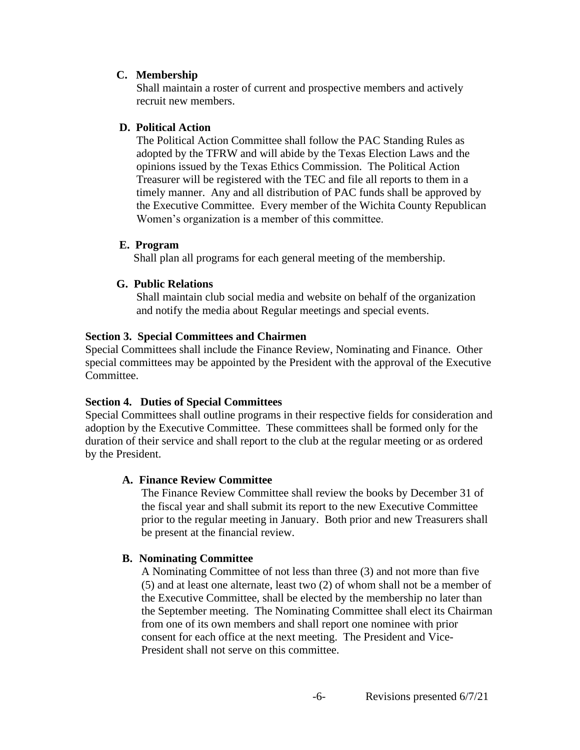**C. Membership**

Shall maintain a roster of current and prospective members and actively recruit new members.

**D. Political Action**

The Political Action Committee shall follow the PAC Standing Rules as adopted by the TFRW and will abide by the Texas Election Laws and the opinions issued by the Texas Ethics Commission. The Political Action Treasurer will be registered with the TEC and file all reports to them in a timely manner. Any and all distribution of PAC funds shall be approved by the Executive Committee. Every member of the Wichita County Republican Women's organization is a member of this committee.

**E. Program**

Shall plan all programs for each general meeting of the membership.

**G. Public Relations**

Shall maintain club social media and website on behalf of the organization and notify the media about Regular meetings and special events.

**Section 3. Special Committees and Chairmen**

Special Committees shall include the Finance Review, Nominating and Finance. Other special committees may be appointed by the President with the approval of the Executive Committee.

**Section 4. Duties of Special Committees**

Special Committees shall outline programs in their respective fields for consideration and adoption by the Executive Committee. These committees shall be formed only for the duration of their service and shall report to the club at the regular meeting or as ordered by the President.

**A. Finance Review Committee**

The Finance Review Committee shall review the books by December 31 of the fiscal year and shall submit its report to the new Executive Committee prior to the regular meeting in January. Both prior and new Treasurers shall be present at the financial review.

**B. Nominating Committee**

A Nominating Committee of not less than three (3) and not more than five (5) and at least one alternate, least two (2) of whom shall not be a member of the Executive Committee, shall be elected by the membership no later than the September meeting. The Nominating Committee shall elect its Chairman from one of its own members and shall report one nominee with prior consent for each office at the next meeting. The President and Vice-President shall not serve on this committee.

Revisions presented 6/7/21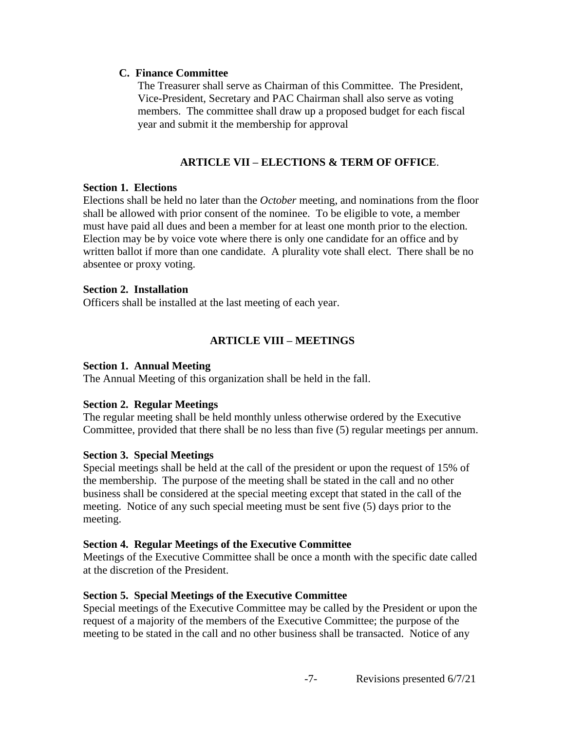**C. Finance Committee**

The Treasurer shall serve as Chairman of this Committee. The President, Vice-President, Secretary and PAC Chairman shall also serve as voting members. The committee shall draw up a proposed budget for each fiscal year and submit it the membership for approval

## ARTICLE VII – ELECTIONS & TERM OF OFFICE.

**Section 1. Elections**

Elections shall be held no later than the *October* meeting, and nominations from the floor shall be allowed with prior consent of the nominee. To be eligible to vote, a member must have paid all dues and been a member for at least one month prior to the election. Election may be by voice vote where there is only one candidate for an office and by written ballot if more than one candidate. A plurality vote shall elect. There shall be no absentee or proxy voting.

**Section 2. Installation**

Officers shall be installed at the last meeting of each year.

## ARTICLE VIII – MEETINGS

**Section 1. Annual Meeting**

The Annual Meeting of this organization shall be held in the fall.

**Section 2. Regular Meetings**

The regular meeting shall be held monthly unless otherwise ordered by the Executive Committee, provided that there shall be no less than five (5) regular meetings per annum.

**Section 3. Special Meetings**

Special meetings shall be held at the call of the president or upon the request of 15% of the membership. The purpose of the meeting shall be stated in the call and no other business shall be considered at the special meeting except that stated in the call of the meeting. Notice of any such special meeting must be sent five (5) days prior to the meeting.

**Section 4. Regular Meetings of the Executive Committee**

Meetings of the Executive Committee shall be once a month with the specific date called at the discretion of the President.

**Section 5. Special Meetings of the Executive Committee**

Special meetings of the Executive Committee may be called by the President or upon the request of a majority of the members of the Executive Committee; the purpose of the meeting to be stated in the call and no other business shall be transacted. Notice of any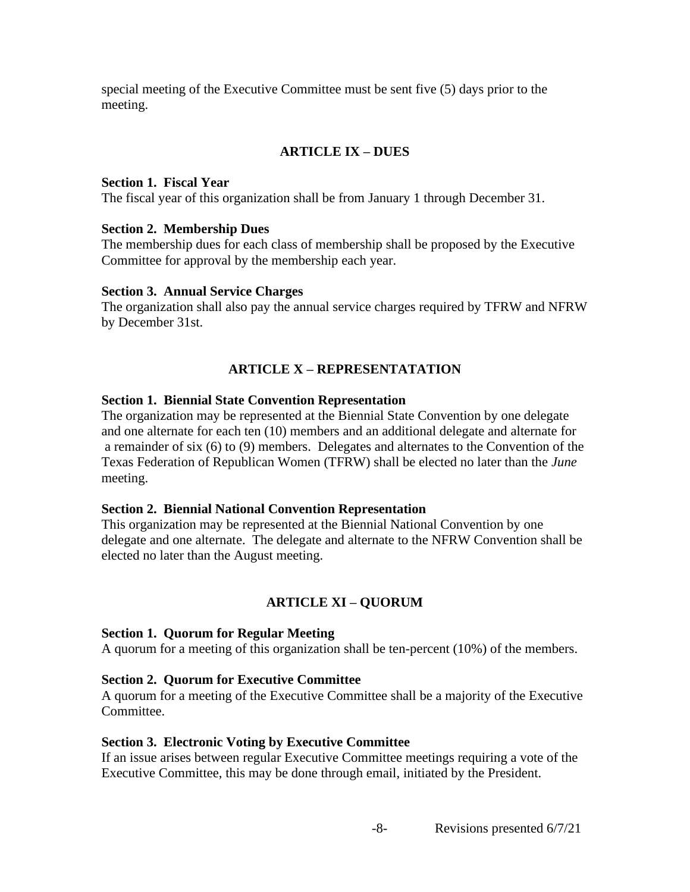special meeting of the Executive Committee must be sent five (5) days prior to the meeting.

## ARTICLE IX – DUES

**Section 1. Fiscal Year**
The fiscal year of this organization shall be from January 1 through December 31.

**Section 2. Membership Dues**
The membership dues for each class of membership shall be proposed by the Executive Committee for approval by the membership each year.

**Section 3. Annual Service Charges**
The organization shall also pay the annual service charges required by TFRW and NFRW by December 31st.

## ARTICLE X – REPRESENTATATION

**Section 1. Biennial State Convention Representation**
The organization may be represented at the Biennial State Convention by one delegate and one alternate for each ten (10) members and an additional delegate and alternate for a remainder of six (6) to (9) members. Delegates and alternates to the Convention of the Texas Federation of Republican Women (TFRW) shall be elected no later than the *June* meeting.

**Section 2. Biennial National Convention Representation**
This organization may be represented at the Biennial National Convention by one delegate and one alternate. The delegate and alternate to the NFRW Convention shall be elected no later than the August meeting.

## ARTICLE XI – QUORUM

**Section 1. Quorum for Regular Meeting**
A quorum for a meeting of this organization shall be ten-percent (10%) of the members.

**Section 2. Quorum for Executive Committee**
A quorum for a meeting of the Executive Committee shall be a majority of the Executive Committee.

**Section 3. Electronic Voting by Executive Committee**
If an issue arises between regular Executive Committee meetings requiring a vote of the Executive Committee, this may be done through email, initiated by the President.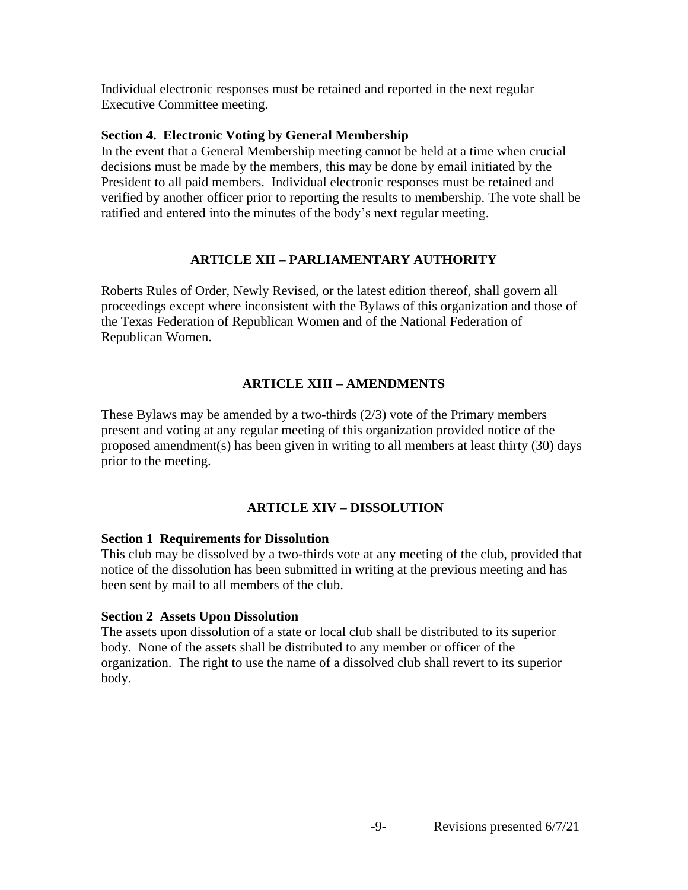Individual electronic responses must be retained and reported in the next regular Executive Committee meeting.

**Section 4. Electronic Voting by General Membership**

In the event that a General Membership meeting cannot be held at a time when crucial decisions must be made by the members, this may be done by email initiated by the President to all paid members. Individual electronic responses must be retained and verified by another officer prior to reporting the results to membership. The vote shall be ratified and entered into the minutes of the body's next regular meeting.

## ARTICLE XII – PARLIAMENTARY AUTHORITY

Roberts Rules of Order, Newly Revised, or the latest edition thereof, shall govern all proceedings except where inconsistent with the Bylaws of this organization and those of the Texas Federation of Republican Women and of the National Federation of Republican Women.

## ARTICLE XIII – AMENDMENTS

These Bylaws may be amended by a two-thirds (2/3) vote of the Primary members present and voting at any regular meeting of this organization provided notice of the proposed amendment(s) has been given in writing to all members at least thirty (30) days prior to the meeting.

## ARTICLE XIV – DISSOLUTION

**Section 1 Requirements for Dissolution**

This club may be dissolved by a two-thirds vote at any meeting of the club, provided that notice of the dissolution has been submitted in writing at the previous meeting and has been sent by mail to all members of the club.

**Section 2 Assets Upon Dissolution**

The assets upon dissolution of a state or local club shall be distributed to its superior body. None of the assets shall be distributed to any member or officer of the organization. The right to use the name of a dissolved club shall revert to its superior body.

Revisions presented 6/7/21